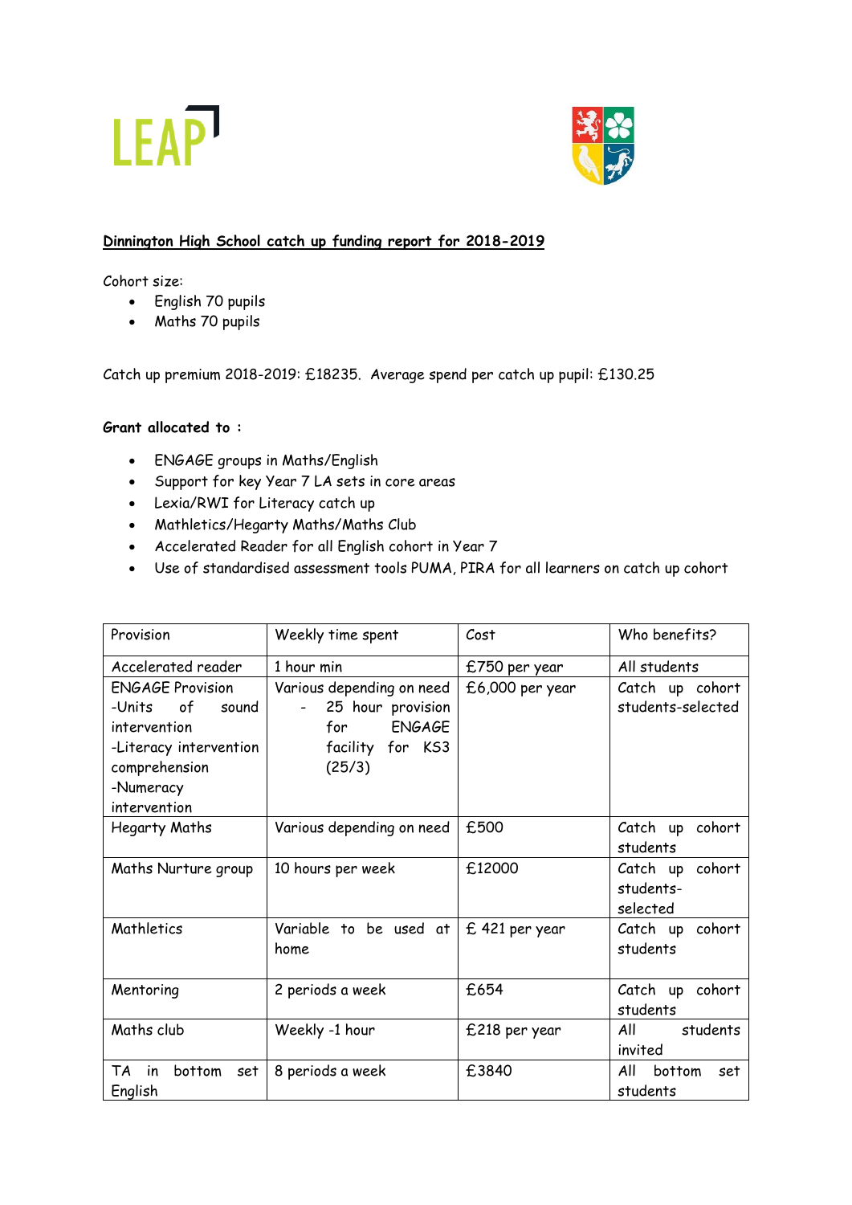LEAP

## Dinnington High School catch up funding report for 2018-2019

Cohort size:

- English 70 pupils
- Maths 70 pupils

Catch up premium 2018-2019: £18235. Average spend per catch up pupil: £130.25

**Grant allocated to :**

- ENGAGE groups in Maths/English
- Support for key Year 7 LA sets in core areas
- Lexia/RWI for Literacy catch up
- Mathletics/Hegarty Maths/Maths Club
- Accelerated Reader for all English cohort in Year 7
- Use of standardised assessment tools PUMA, PIRA for all learners on catch up cohort

| Provision | Weekly time spent | Cost | Who benefits? |
|---|---|---|---|
| Accelerated reader | 1 hour min | £750 per year | All students |
| ENGAGE Provision<br>-Units of sound intervention<br>-Literacy intervention comprehension<br>-Numeracy intervention | Various depending on need<br>- 25 hour provision for ENGAGE facility for KS3 (25/3) | £6,000 per year | Catch up cohort students-selected |
| Hegarty Maths | Various depending on need | £500 | Catch up cohort students |
| Maths Nurture group | 10 hours per week | £12000 | Catch up cohort students-selected |
| Mathletics | Variable to be used at home | £ 421 per year | Catch up cohort students |
| Mentoring | 2 periods a week | £654 | Catch up cohort students |
| Maths club | Weekly -1 hour | £218 per year | All students invited |
| TA in bottom set English | 8 periods a week | £3840 | All bottom set students |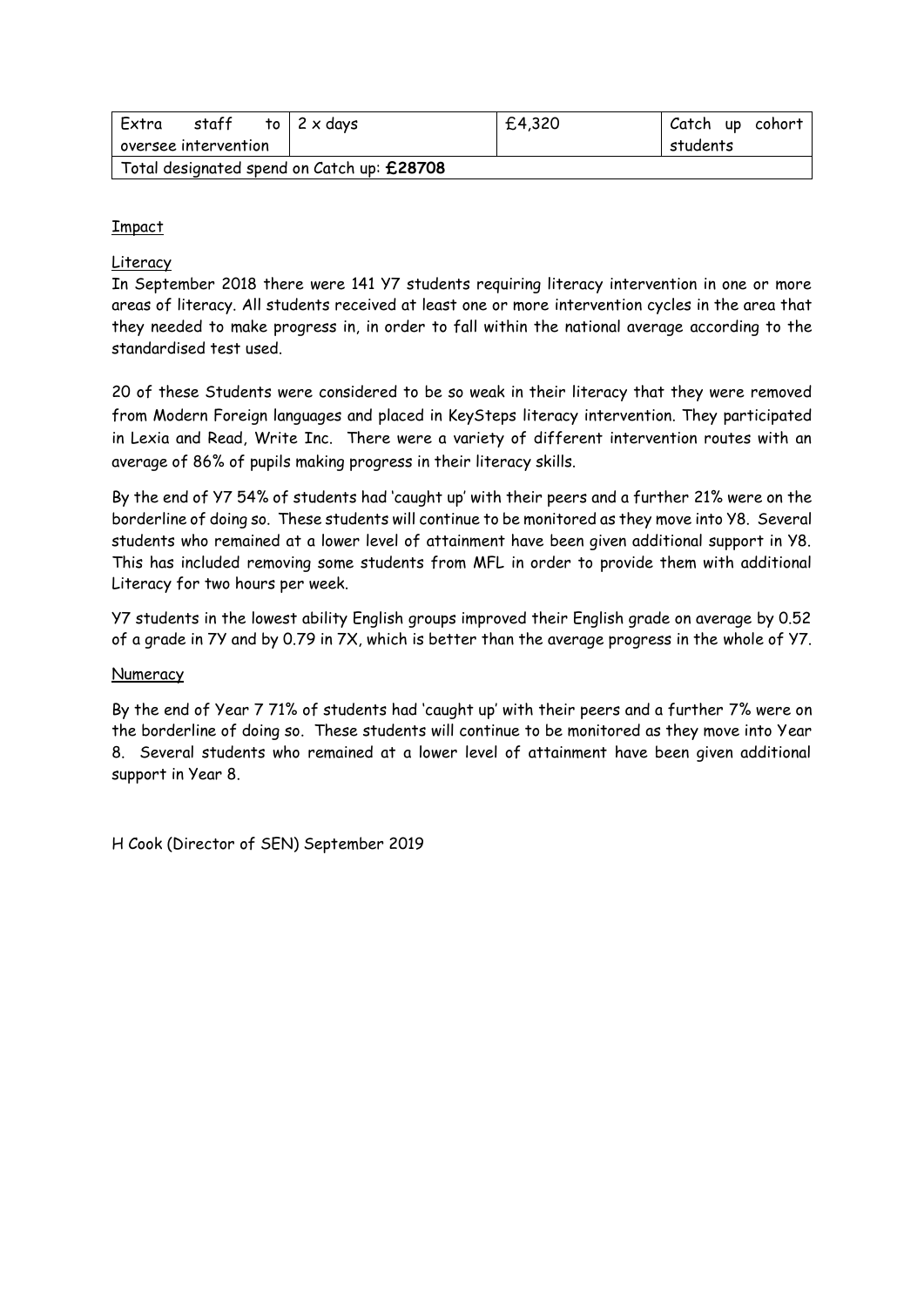| | | | |
|---|---|---|---|
| Extra staff to oversee intervention | 2 x days | £4,320 | Catch up cohort students |
| Total designated spend on Catch up: **£28708** | | | |

Impact

Literacy

In September 2018 there were 141 Y7 students requiring literacy intervention in one or more areas of literacy. All students received at least one or more intervention cycles in the area that they needed to make progress in, in order to fall within the national average according to the standardised test used.

20 of these Students were considered to be so weak in their literacy that they were removed from Modern Foreign languages and placed in KeySteps literacy intervention. They participated in Lexia and Read, Write Inc. There were a variety of different intervention routes with an average of 86% of pupils making progress in their literacy skills.

By the end of Y7 54% of students had 'caught up' with their peers and a further 21% were on the borderline of doing so. These students will continue to be monitored as they move into Y8. Several students who remained at a lower level of attainment have been given additional support in Y8. This has included removing some students from MFL in order to provide them with additional Literacy for two hours per week.

Y7 students in the lowest ability English groups improved their English grade on average by 0.52 of a grade in 7Y and by 0.79 in 7X, which is better than the average progress in the whole of Y7.

Numeracy

By the end of Year 7 71% of students had 'caught up' with their peers and a further 7% were on the borderline of doing so. These students will continue to be monitored as they move into Year 8. Several students who remained at a lower level of attainment have been given additional support in Year 8.

H Cook (Director of SEN) September 2019